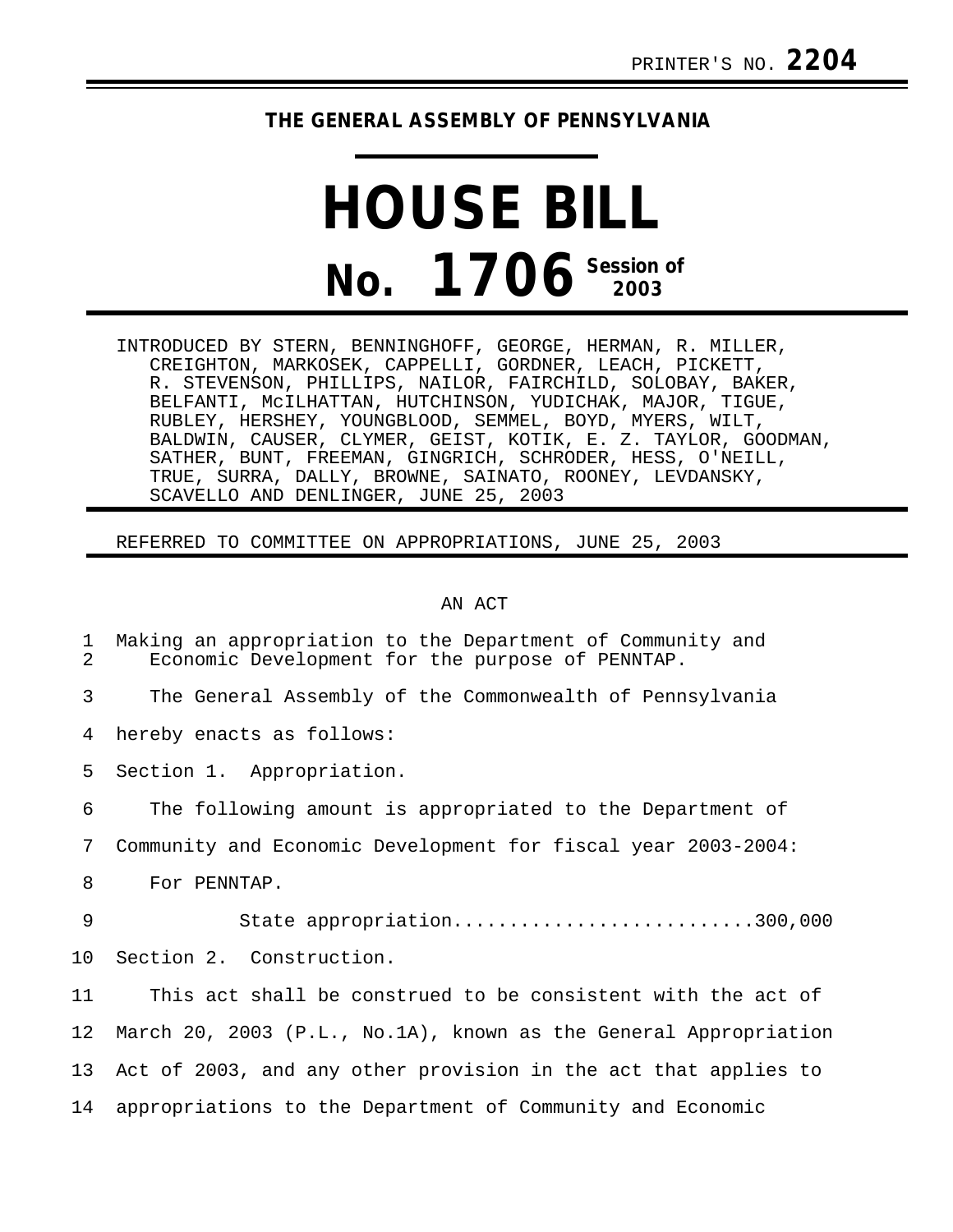PRINTER'S NO. **2204**

**THE GENERAL ASSEMBLY OF PENNSYLVANIA**

# HOUSE BILL

# No. 1706 Session of 2003

INTRODUCED BY STERN, BENNINGHOFF, GEORGE, HERMAN, R. MILLER, CREIGHTON, MARKOSEK, CAPPELLI, GORDNER, LEACH, PICKETT, R. STEVENSON, PHILLIPS, NAILOR, FAIRCHILD, SOLOBAY, BAKER, BELFANTI, McILHATTAN, HUTCHINSON, YUDICHAK, MAJOR, TIGUE, RUBLEY, HERSHEY, YOUNGBLOOD, SEMMEL, BOYD, MYERS, WILT, BALDWIN, CAUSER, CLYMER, GEIST, KOTIK, E. Z. TAYLOR, GOODMAN, SATHER, BUNT, FREEMAN, GINGRICH, SCHRODER, HESS, O'NEILL, TRUE, SURRA, DALLY, BROWNE, SAINATO, ROONEY, LEVDANSKY, SCAVELLO AND DENLINGER, JUNE 25, 2003

REFERRED TO COMMITTEE ON APPROPRIATIONS, JUNE 25, 2003

AN ACT

Making an appropriation to the Department of Community and Economic Development for the purpose of PENNTAP.

The General Assembly of the Commonwealth of Pennsylvania hereby enacts as follows:

Section 1. Appropriation.

The following amount is appropriated to the Department of Community and Economic Development for fiscal year 2003-2004:

For PENNTAP.

State appropriation..........................300,000

Section 2. Construction.

This act shall be construed to be consistent with the act of March 20, 2003 (P.L., No.1A), known as the General Appropriation Act of 2003, and any other provision in the act that applies to appropriations to the Department of Community and Economic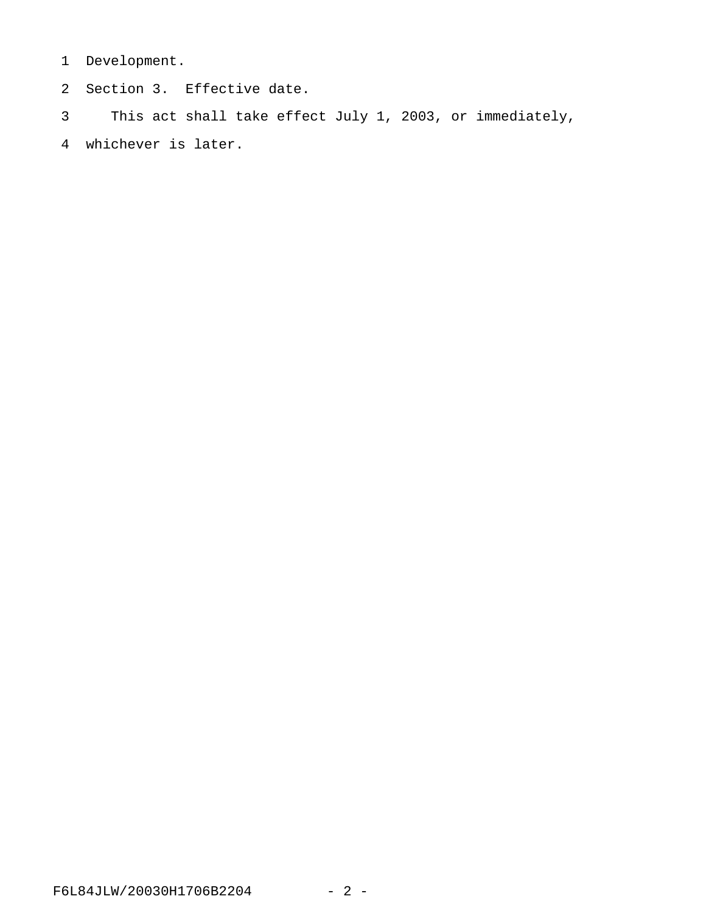Development.

Section 3. Effective date.

This act shall take effect July 1, 2003, or immediately, whichever is later.